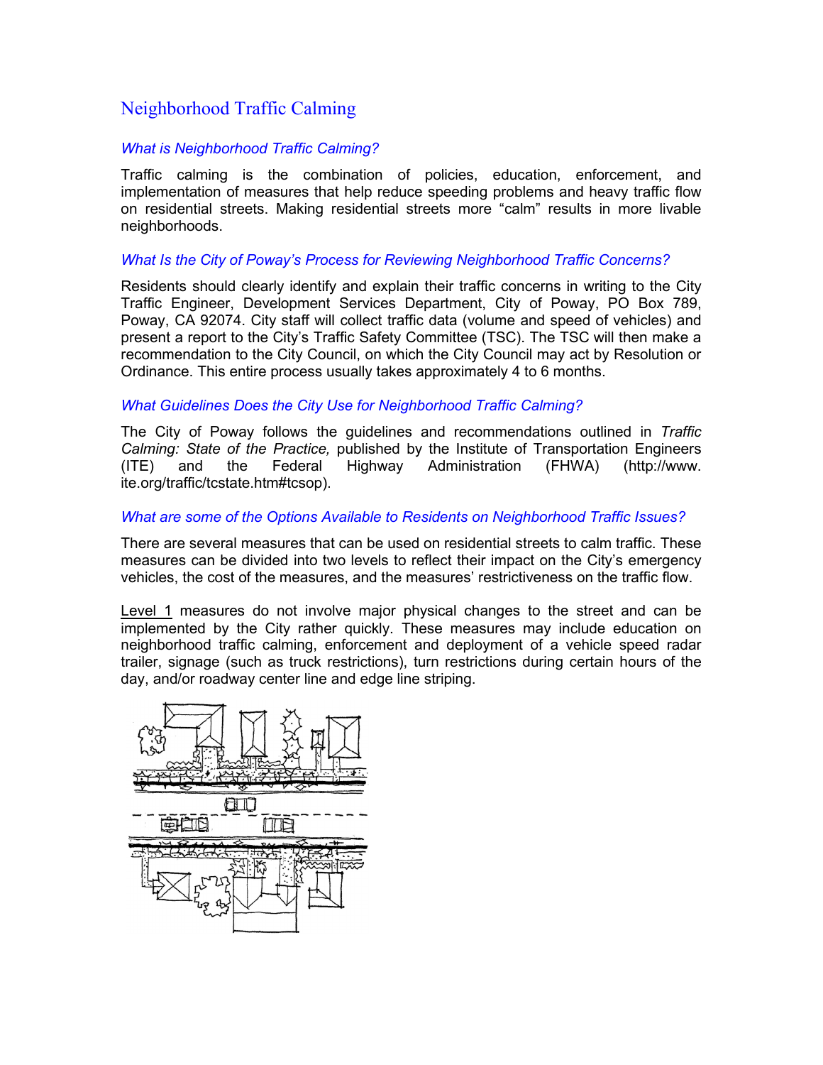# Neighborhood Traffic Calming

### *What is Neighborhood Traffic Calming?*

Traffic calming is the combination of policies, education, enforcement, and implementation of measures that help reduce speeding problems and heavy traffic flow on residential streets. Making residential streets more "calm" results in more livable neighborhoods.

### *What Is the City of Poway's Process for Reviewing Neighborhood Traffic Concerns?*

Residents should clearly identify and explain their traffic concerns in writing to the City Traffic Engineer, Development Services Department, City of Poway, PO Box 789, Poway, CA 92074. City staff will collect traffic data (volume and speed of vehicles) and present a report to the City's Traffic Safety Committee (TSC). The TSC will then make a recommendation to the City Council, on which the City Council may act by Resolution or Ordinance. This entire process usually takes approximately 4 to 6 months.

### *What Guidelines Does the City Use for Neighborhood Traffic Calming?*

The City of Poway follows the guidelines and recommendations outlined in *Traffic Calming: State of the Practice,* published by the Institute of Transportation Engineers (ITE) and the Federal Highway Administration (FHWA) (http://www.ite.org/traffic/tcstate.htm#tcsop).

### *What are some of the Options Available to Residents on Neighborhood Traffic Issues?*

There are several measures that can be used on residential streets to calm traffic. These measures can be divided into two levels to reflect their impact on the City's emergency vehicles, the cost of the measures, and the measures' restrictiveness on the traffic flow.

<u>Level 1</u> measures do not involve major physical changes to the street and can be implemented by the City rather quickly. These measures may include education on neighborhood traffic calming, enforcement and deployment of a vehicle speed radar trailer, signage (such as truck restrictions), turn restrictions during certain hours of the day, and/or roadway center line and edge line striping.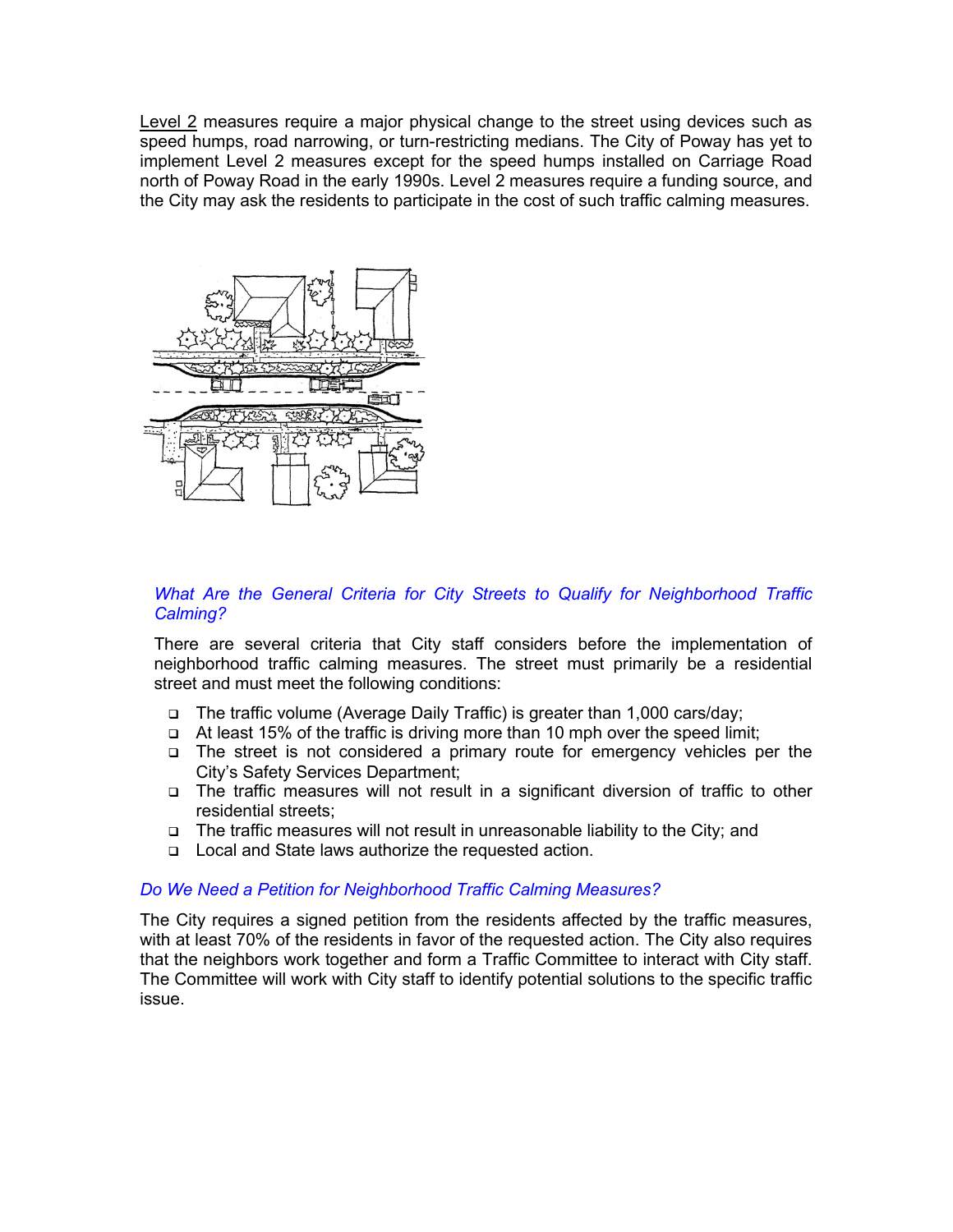<u>Level 2</u> measures require a major physical change to the street using devices such as speed humps, road narrowing, or turn-restricting medians. The City of Poway has yet to implement Level 2 measures except for the speed humps installed on Carriage Road north of Poway Road in the early 1990s. Level 2 measures require a funding source, and the City may ask the residents to participate in the cost of such traffic calming measures.

### *What Are the General Criteria for City Streets to Qualify for Neighborhood Traffic Calming?*

There are several criteria that City staff considers before the implementation of neighborhood traffic calming measures. The street must primarily be a residential street and must meet the following conditions:

- The traffic volume (Average Daily Traffic) is greater than 1,000 cars/day;
- At least 15% of the traffic is driving more than 10 mph over the speed limit;
- The street is not considered a primary route for emergency vehicles per the City's Safety Services Department;
- The traffic measures will not result in a significant diversion of traffic to other residential streets;
- The traffic measures will not result in unreasonable liability to the City; and
- Local and State laws authorize the requested action.

### *Do We Need a Petition for Neighborhood Traffic Calming Measures?*

The City requires a signed petition from the residents affected by the traffic measures, with at least 70% of the residents in favor of the requested action. The City also requires that the neighbors work together and form a Traffic Committee to interact with City staff. The Committee will work with City staff to identify potential solutions to the specific traffic issue.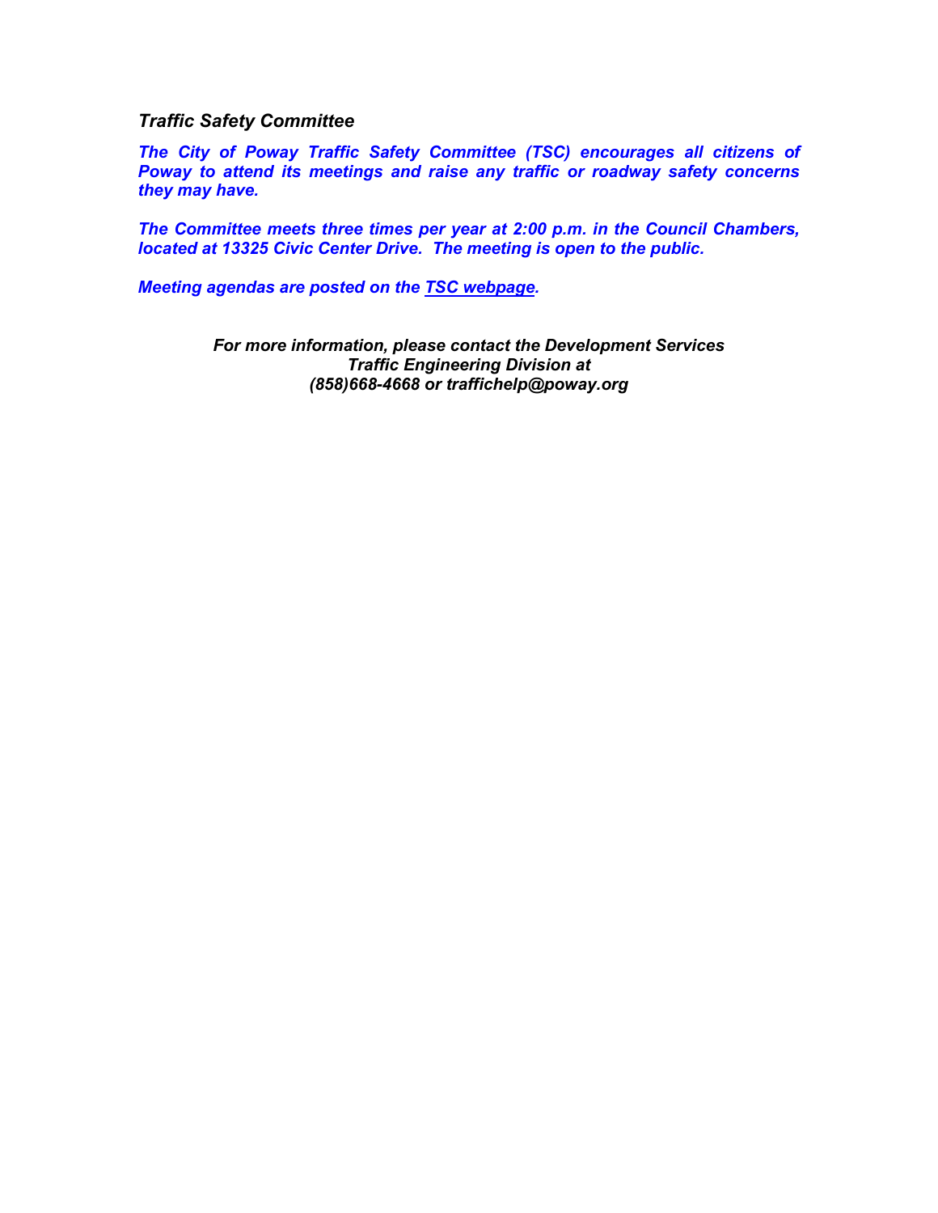### *Traffic Safety Committee*

***The City of Poway Traffic Safety Committee (TSC) encourages all citizens of Poway to attend its meetings and raise any traffic or roadway safety concerns they may have.***

***The Committee meets three times per year at 2:00 p.m. in the Council Chambers, located at 13325 Civic Center Drive. The meeting is open to the public.***

***Meeting agendas are posted on the TSC webpage.***

***For more information, please contact the Development Services Traffic Engineering Division at (858)668-4668 or traffichelp@poway.org***